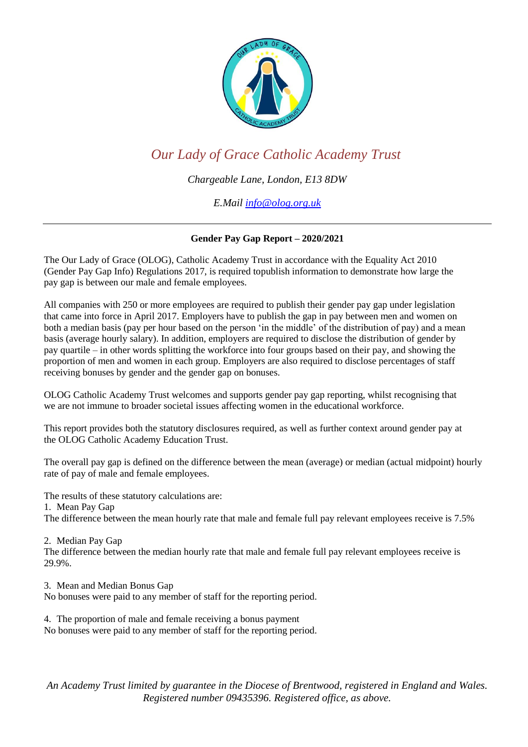# *Our Lady of Grace Catholic Academy Trust*

*Chargeable Lane, London, E13 8DW*

*E.Mail [info@olog.org.uk](mailto:info@olog.org.uk)*

---

**Gender Pay Gap Report – 2020/2021**

The Our Lady of Grace (OLOG), Catholic Academy Trust in accordance with the Equality Act 2010 (Gender Pay Gap Info) Regulations 2017, is required topublish information to demonstrate how large the pay gap is between our male and female employees.

All companies with 250 or more employees are required to publish their gender pay gap under legislation that came into force in April 2017. Employers have to publish the gap in pay between men and women on both a median basis (pay per hour based on the person 'in the middle' of the distribution of pay) and a mean basis (average hourly salary). In addition, employers are required to disclose the distribution of gender by pay quartile – in other words splitting the workforce into four groups based on their pay, and showing the proportion of men and women in each group. Employers are also required to disclose percentages of staff receiving bonuses by gender and the gender gap on bonuses.

OLOG Catholic Academy Trust welcomes and supports gender pay gap reporting, whilst recognising that we are not immune to broader societal issues affecting women in the educational workforce.

This report provides both the statutory disclosures required, as well as further context around gender pay at the OLOG Catholic Academy Education Trust.

The overall pay gap is defined on the difference between the mean (average) or median (actual midpoint) hourly rate of pay of male and female employees.

The results of these statutory calculations are:

1. Mean Pay Gap

The difference between the mean hourly rate that male and female full pay relevant employees receive is 7.5%

2. Median Pay Gap

The difference between the median hourly rate that male and female full pay relevant employees receive is 29.9%.

3. Mean and Median Bonus Gap

No bonuses were paid to any member of staff for the reporting period.

4. The proportion of male and female receiving a bonus payment

No bonuses were paid to any member of staff for the reporting period.

*An Academy Trust limited by guarantee in the Diocese of Brentwood, registered in England and Wales. Registered number 09435396. Registered office, as above.*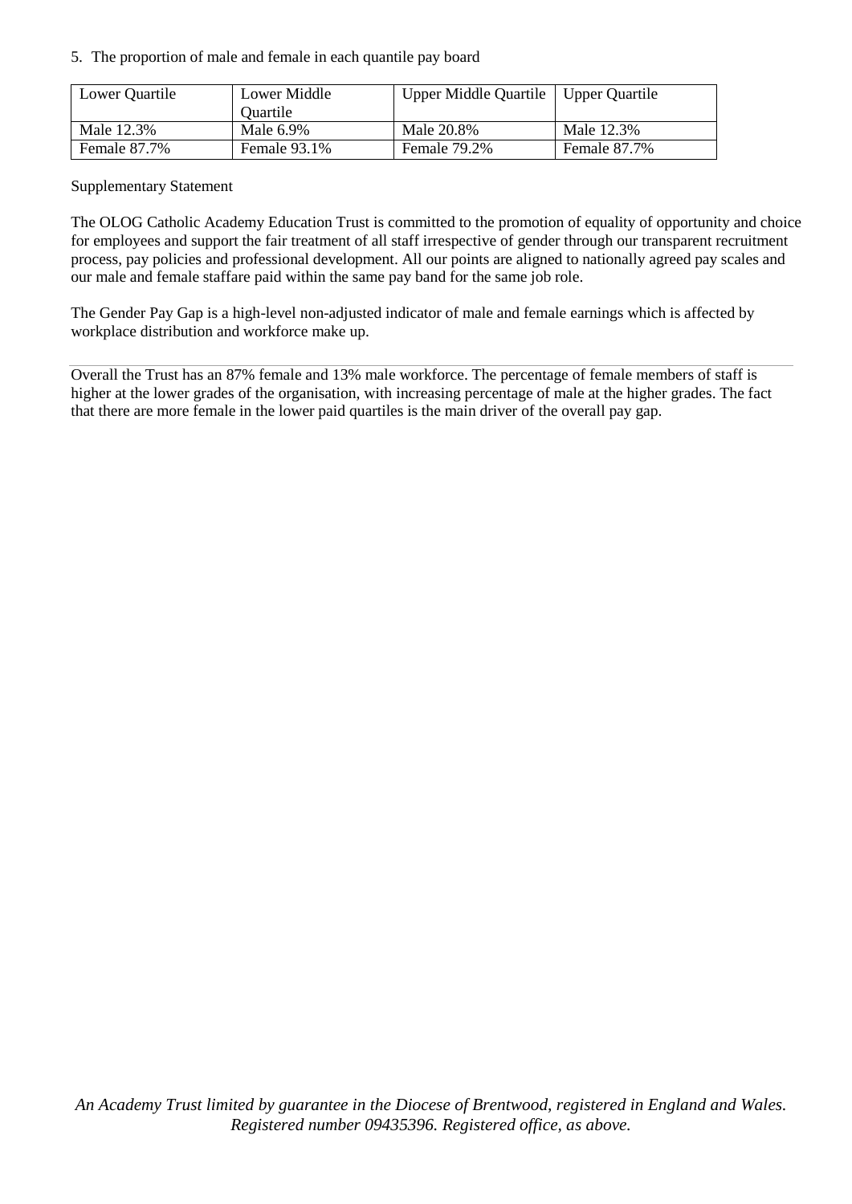5. The proportion of male and female in each quantile pay board

| Lower Quartile | Lower Middle Quartile | Upper Middle Quartile | Upper Quartile |
|---|---|---|---|
| Male 12.3% | Male 6.9% | Male 20.8% | Male 12.3% |
| Female 87.7% | Female 93.1% | Female 79.2% | Female 87.7% |

Supplementary Statement

The OLOG Catholic Academy Education Trust is committed to the promotion of equality of opportunity and choice for employees and support the fair treatment of all staff irrespective of gender through our transparent recruitment process, pay policies and professional development. All our points are aligned to nationally agreed pay scales and our male and female staffare paid within the same pay band for the same job role.

The Gender Pay Gap is a high-level non-adjusted indicator of male and female earnings which is affected by workplace distribution and workforce make up.

Overall the Trust has an 87% female and 13% male workforce. The percentage of female members of staff is higher at the lower grades of the organisation, with increasing percentage of male at the higher grades. The fact that there are more female in the lower paid quartiles is the main driver of the overall pay gap.

*An Academy Trust limited by guarantee in the Diocese of Brentwood, registered in England and Wales. Registered number 09435396. Registered office, as above.*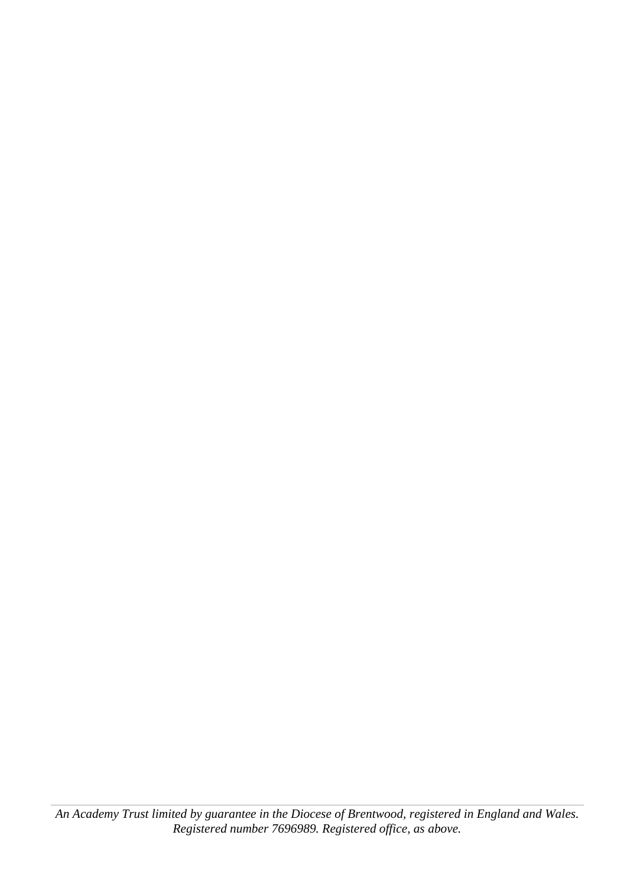*An Academy Trust limited by guarantee in the Diocese of Brentwood, registered in England and Wales. Registered number 7696989. Registered office, as above.*